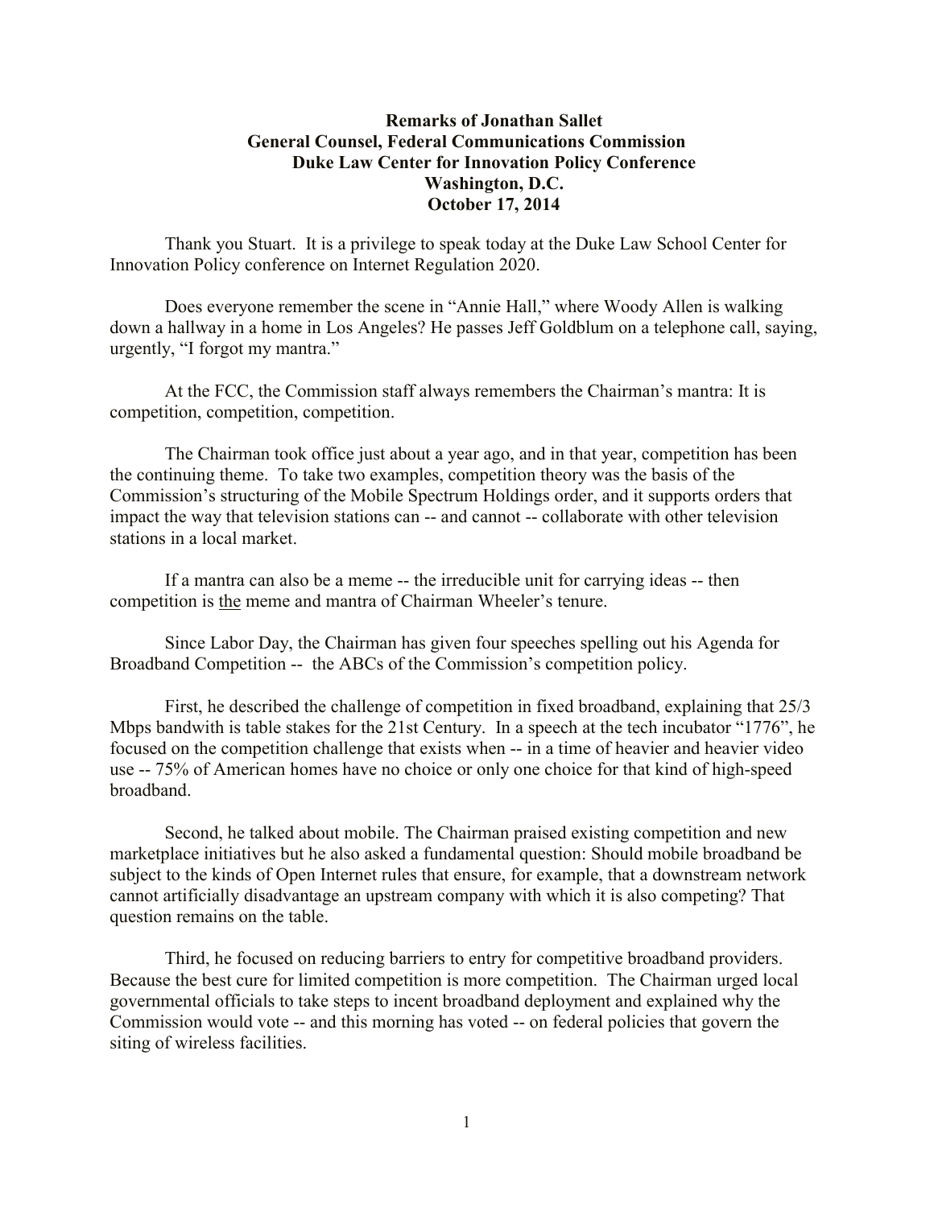**Remarks of Jonathan Sallet**
**General Counsel, Federal Communications Commission**
**Duke Law Center for Innovation Policy Conference**
**Washington, D.C.**
**October 17, 2014**

Thank you Stuart. It is a privilege to speak today at the Duke Law School Center for Innovation Policy conference on Internet Regulation 2020.

Does everyone remember the scene in "Annie Hall," where Woody Allen is walking down a hallway in a home in Los Angeles? He passes Jeff Goldblum on a telephone call, saying, urgently, "I forgot my mantra."

At the FCC, the Commission staff always remembers the Chairman's mantra: It is competition, competition, competition.

The Chairman took office just about a year ago, and in that year, competition has been the continuing theme. To take two examples, competition theory was the basis of the Commission's structuring of the Mobile Spectrum Holdings order, and it supports orders that impact the way that television stations can -- and cannot -- collaborate with other television stations in a local market.

If a mantra can also be a meme -- the irreducible unit for carrying ideas -- then competition is <u>the</u> meme and mantra of Chairman Wheeler's tenure.

Since Labor Day, the Chairman has given four speeches spelling out his Agenda for Broadband Competition -- the ABCs of the Commission's competition policy.

First, he described the challenge of competition in fixed broadband, explaining that 25/3 Mbps bandwith is table stakes for the 21st Century. In a speech at the tech incubator "1776", he focused on the competition challenge that exists when -- in a time of heavier and heavier video use -- 75% of American homes have no choice or only one choice for that kind of high-speed broadband.

Second, he talked about mobile. The Chairman praised existing competition and new marketplace initiatives but he also asked a fundamental question: Should mobile broadband be subject to the kinds of Open Internet rules that ensure, for example, that a downstream network cannot artificially disadvantage an upstream company with which it is also competing? That question remains on the table.

Third, he focused on reducing barriers to entry for competitive broadband providers. Because the best cure for limited competition is more competition. The Chairman urged local governmental officials to take steps to incent broadband deployment and explained why the Commission would vote -- and this morning has voted -- on federal policies that govern the siting of wireless facilities.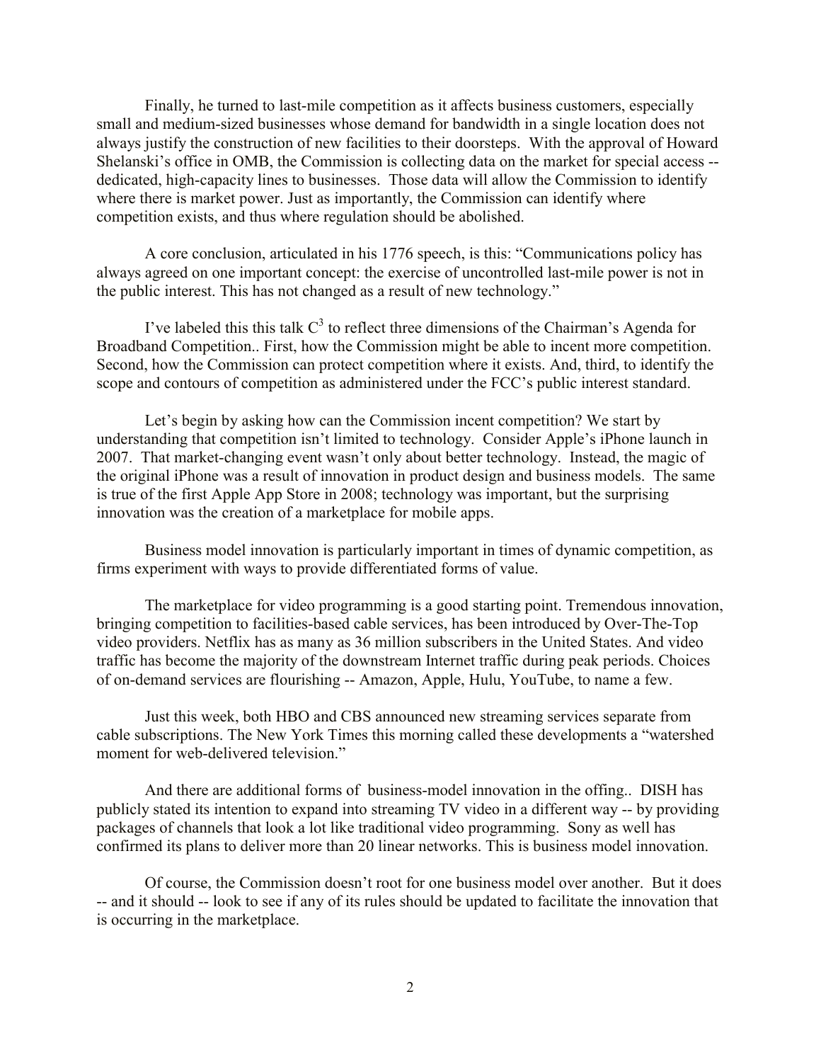Finally, he turned to last-mile competition as it affects business customers, especially small and medium-sized businesses whose demand for bandwidth in a single location does not always justify the construction of new facilities to their doorsteps. With the approval of Howard Shelanski's office in OMB, the Commission is collecting data on the market for special access -- dedicated, high-capacity lines to businesses. Those data will allow the Commission to identify where there is market power. Just as importantly, the Commission can identify where competition exists, and thus where regulation should be abolished.

A core conclusion, articulated in his 1776 speech, is this: "Communications policy has always agreed on one important concept: the exercise of uncontrolled last-mile power is not in the public interest. This has not changed as a result of new technology."

I've labeled this this talk $C^3$ to reflect three dimensions of the Chairman's Agenda for Broadband Competition.. First, how the Commission might be able to incent more competition. Second, how the Commission can protect competition where it exists. And, third, to identify the scope and contours of competition as administered under the FCC's public interest standard.

Let's begin by asking how can the Commission incent competition? We start by understanding that competition isn't limited to technology. Consider Apple's iPhone launch in 2007. That market-changing event wasn't only about better technology. Instead, the magic of the original iPhone was a result of innovation in product design and business models. The same is true of the first Apple App Store in 2008; technology was important, but the surprising innovation was the creation of a marketplace for mobile apps.

Business model innovation is particularly important in times of dynamic competition, as firms experiment with ways to provide differentiated forms of value.

The marketplace for video programming is a good starting point. Tremendous innovation, bringing competition to facilities-based cable services, has been introduced by Over-The-Top video providers. Netflix has as many as 36 million subscribers in the United States. And video traffic has become the majority of the downstream Internet traffic during peak periods. Choices of on-demand services are flourishing -- Amazon, Apple, Hulu, YouTube, to name a few.

Just this week, both HBO and CBS announced new streaming services separate from cable subscriptions. The New York Times this morning called these developments a "watershed moment for web-delivered television."

And there are additional forms of business-model innovation in the offing.. DISH has publicly stated its intention to expand into streaming TV video in a different way -- by providing packages of channels that look a lot like traditional video programming. Sony as well has confirmed its plans to deliver more than 20 linear networks. This is business model innovation.

Of course, the Commission doesn't root for one business model over another. But it does -- and it should -- look to see if any of its rules should be updated to facilitate the innovation that is occurring in the marketplace.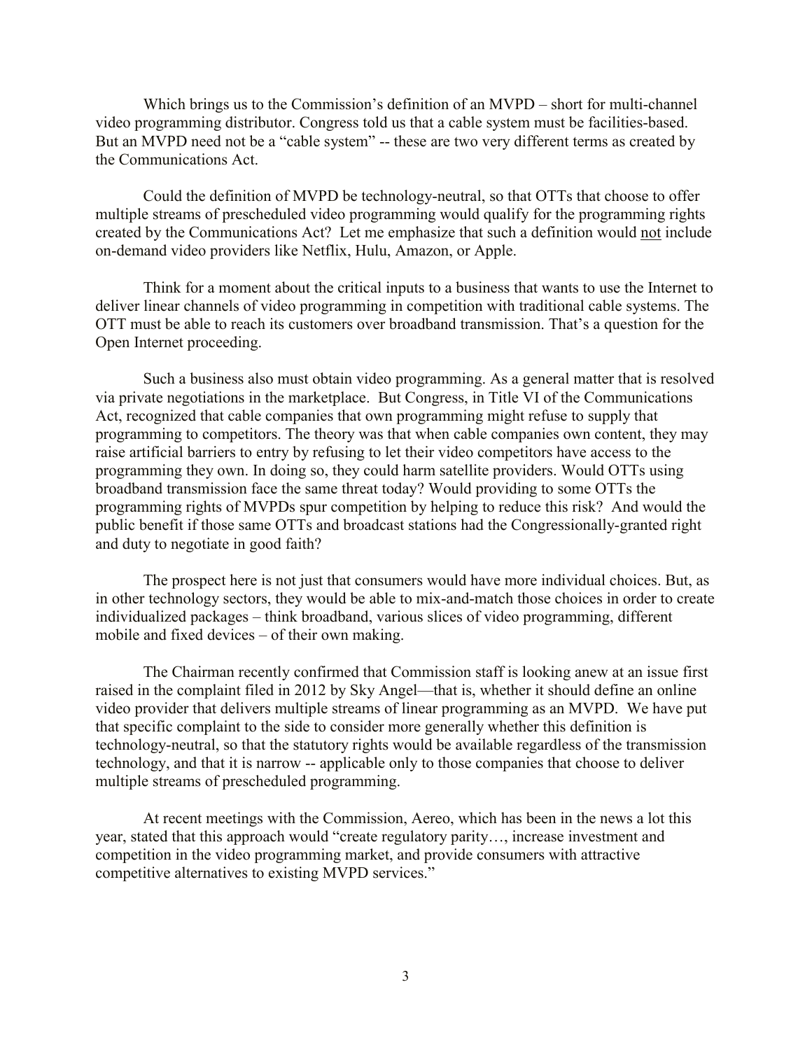Which brings us to the Commission's definition of an MVPD – short for multi-channel video programming distributor. Congress told us that a cable system must be facilities-based. But an MVPD need not be a "cable system" -- these are two very different terms as created by the Communications Act.

Could the definition of MVPD be technology-neutral, so that OTTs that choose to offer multiple streams of prescheduled video programming would qualify for the programming rights created by the Communications Act? Let me emphasize that such a definition would <u>not</u> include on-demand video providers like Netflix, Hulu, Amazon, or Apple.

Think for a moment about the critical inputs to a business that wants to use the Internet to deliver linear channels of video programming in competition with traditional cable systems. The OTT must be able to reach its customers over broadband transmission. That's a question for the Open Internet proceeding.

Such a business also must obtain video programming. As a general matter that is resolved via private negotiations in the marketplace. But Congress, in Title VI of the Communications Act, recognized that cable companies that own programming might refuse to supply that programming to competitors. The theory was that when cable companies own content, they may raise artificial barriers to entry by refusing to let their video competitors have access to the programming they own. In doing so, they could harm satellite providers. Would OTTs using broadband transmission face the same threat today? Would providing to some OTTs the programming rights of MVPDs spur competition by helping to reduce this risk? And would the public benefit if those same OTTs and broadcast stations had the Congressionally-granted right and duty to negotiate in good faith?

The prospect here is not just that consumers would have more individual choices. But, as in other technology sectors, they would be able to mix-and-match those choices in order to create individualized packages – think broadband, various slices of video programming, different mobile and fixed devices – of their own making.

The Chairman recently confirmed that Commission staff is looking anew at an issue first raised in the complaint filed in 2012 by Sky Angel—that is, whether it should define an online video provider that delivers multiple streams of linear programming as an MVPD. We have put that specific complaint to the side to consider more generally whether this definition is technology-neutral, so that the statutory rights would be available regardless of the transmission technology, and that it is narrow -- applicable only to those companies that choose to deliver multiple streams of prescheduled programming.

At recent meetings with the Commission, Aereo, which has been in the news a lot this year, stated that this approach would "create regulatory parity…, increase investment and competition in the video programming market, and provide consumers with attractive competitive alternatives to existing MVPD services."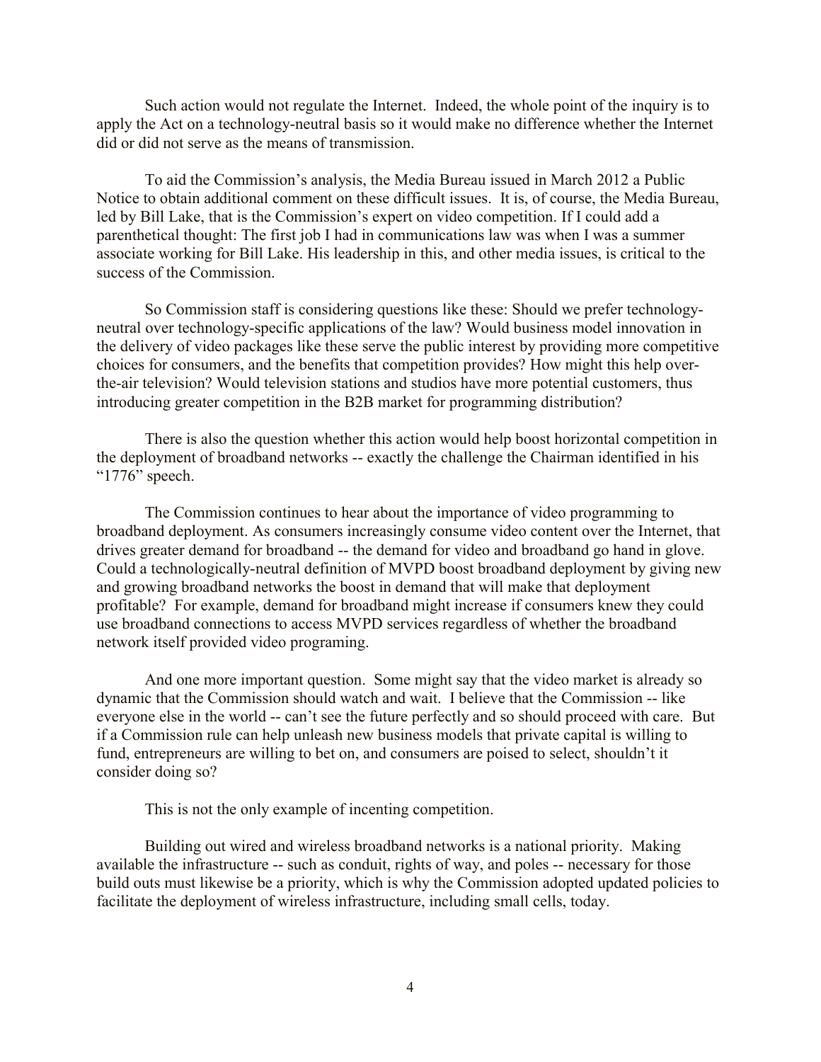Such action would not regulate the Internet. Indeed, the whole point of the inquiry is to apply the Act on a technology-neutral basis so it would make no difference whether the Internet did or did not serve as the means of transmission.

To aid the Commission's analysis, the Media Bureau issued in March 2012 a Public Notice to obtain additional comment on these difficult issues. It is, of course, the Media Bureau, led by Bill Lake, that is the Commission's expert on video competition. If I could add a parenthetical thought: The first job I had in communications law was when I was a summer associate working for Bill Lake. His leadership in this, and other media issues, is critical to the success of the Commission.

So Commission staff is considering questions like these: Should we prefer technology-neutral over technology-specific applications of the law? Would business model innovation in the delivery of video packages like these serve the public interest by providing more competitive choices for consumers, and the benefits that competition provides? How might this help over-the-air television? Would television stations and studios have more potential customers, thus introducing greater competition in the B2B market for programming distribution?

There is also the question whether this action would help boost horizontal competition in the deployment of broadband networks -- exactly the challenge the Chairman identified in his "1776" speech.

The Commission continues to hear about the importance of video programming to broadband deployment. As consumers increasingly consume video content over the Internet, that drives greater demand for broadband -- the demand for video and broadband go hand in glove. Could a technologically-neutral definition of MVPD boost broadband deployment by giving new and growing broadband networks the boost in demand that will make that deployment profitable? For example, demand for broadband might increase if consumers knew they could use broadband connections to access MVPD services regardless of whether the broadband network itself provided video programing.

And one more important question. Some might say that the video market is already so dynamic that the Commission should watch and wait. I believe that the Commission -- like everyone else in the world -- can't see the future perfectly and so should proceed with care. But if a Commission rule can help unleash new business models that private capital is willing to fund, entrepreneurs are willing to bet on, and consumers are poised to select, shouldn't it consider doing so?

This is not the only example of incenting competition.

Building out wired and wireless broadband networks is a national priority. Making available the infrastructure -- such as conduit, rights of way, and poles -- necessary for those build outs must likewise be a priority, which is why the Commission adopted updated policies to facilitate the deployment of wireless infrastructure, including small cells, today.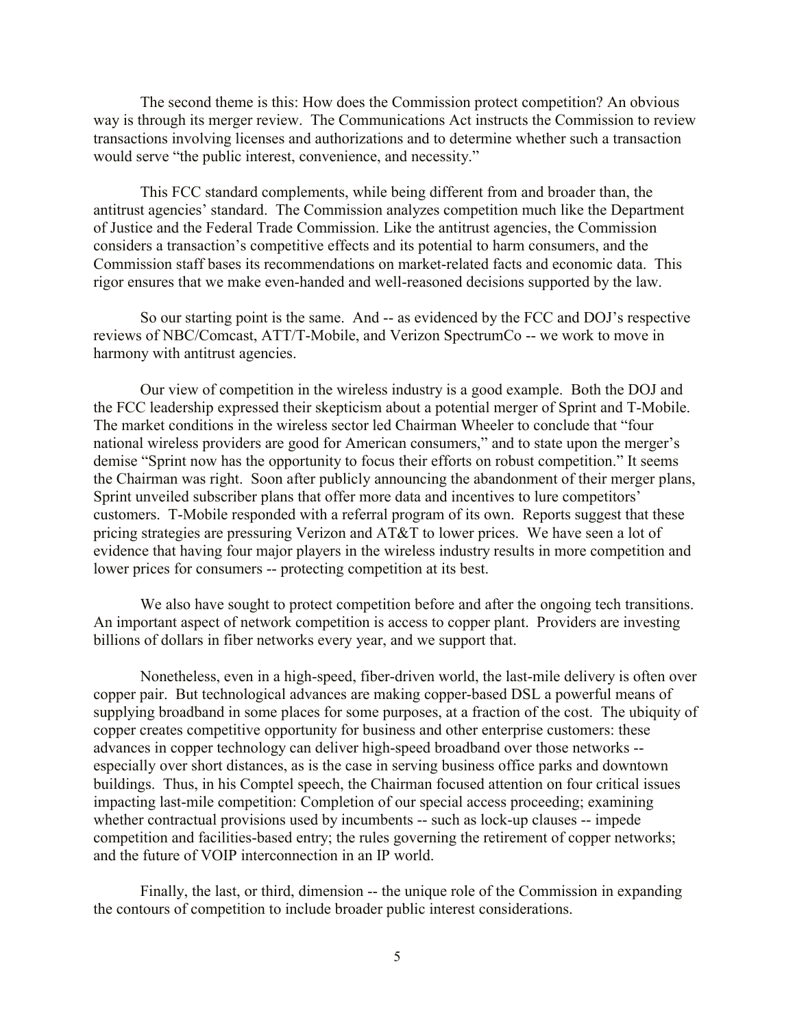The second theme is this: How does the Commission protect competition? An obvious way is through its merger review. The Communications Act instructs the Commission to review transactions involving licenses and authorizations and to determine whether such a transaction would serve "the public interest, convenience, and necessity."

This FCC standard complements, while being different from and broader than, the antitrust agencies' standard. The Commission analyzes competition much like the Department of Justice and the Federal Trade Commission. Like the antitrust agencies, the Commission considers a transaction's competitive effects and its potential to harm consumers, and the Commission staff bases its recommendations on market-related facts and economic data. This rigor ensures that we make even-handed and well-reasoned decisions supported by the law.

So our starting point is the same. And -- as evidenced by the FCC and DOJ's respective reviews of NBC/Comcast, ATT/T-Mobile, and Verizon SpectrumCo -- we work to move in harmony with antitrust agencies.

Our view of competition in the wireless industry is a good example. Both the DOJ and the FCC leadership expressed their skepticism about a potential merger of Sprint and T-Mobile. The market conditions in the wireless sector led Chairman Wheeler to conclude that "four national wireless providers are good for American consumers," and to state upon the merger's demise "Sprint now has the opportunity to focus their efforts on robust competition." It seems the Chairman was right. Soon after publicly announcing the abandonment of their merger plans, Sprint unveiled subscriber plans that offer more data and incentives to lure competitors' customers. T-Mobile responded with a referral program of its own. Reports suggest that these pricing strategies are pressuring Verizon and AT&T to lower prices. We have seen a lot of evidence that having four major players in the wireless industry results in more competition and lower prices for consumers -- protecting competition at its best.

We also have sought to protect competition before and after the ongoing tech transitions. An important aspect of network competition is access to copper plant. Providers are investing billions of dollars in fiber networks every year, and we support that.

Nonetheless, even in a high-speed, fiber-driven world, the last-mile delivery is often over copper pair. But technological advances are making copper-based DSL a powerful means of supplying broadband in some places for some purposes, at a fraction of the cost. The ubiquity of copper creates competitive opportunity for business and other enterprise customers: these advances in copper technology can deliver high-speed broadband over those networks -- especially over short distances, as is the case in serving business office parks and downtown buildings. Thus, in his Comptel speech, the Chairman focused attention on four critical issues impacting last-mile competition: Completion of our special access proceeding; examining whether contractual provisions used by incumbents -- such as lock-up clauses -- impede competition and facilities-based entry; the rules governing the retirement of copper networks; and the future of VOIP interconnection in an IP world.

Finally, the last, or third, dimension -- the unique role of the Commission in expanding the contours of competition to include broader public interest considerations.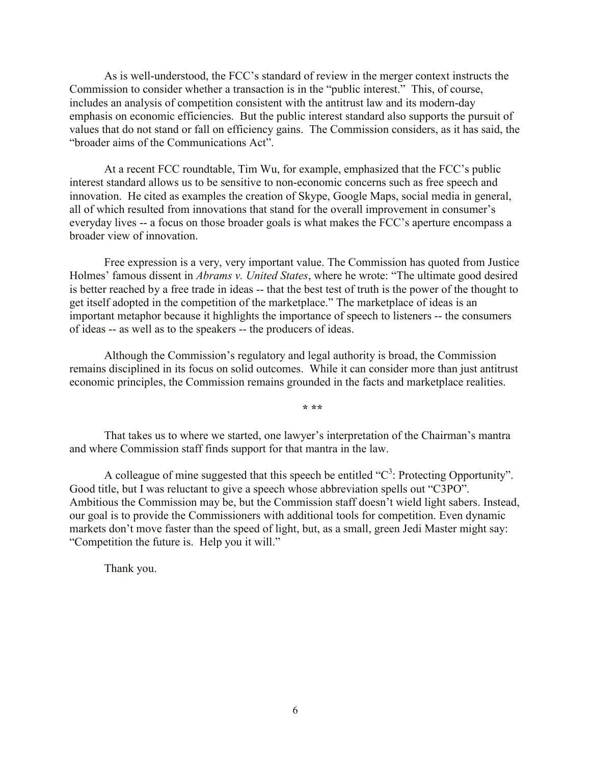As is well-understood, the FCC's standard of review in the merger context instructs the Commission to consider whether a transaction is in the "public interest." This, of course, includes an analysis of competition consistent with the antitrust law and its modern-day emphasis on economic efficiencies. But the public interest standard also supports the pursuit of values that do not stand or fall on efficiency gains. The Commission considers, as it has said, the "broader aims of the Communications Act".

At a recent FCC roundtable, Tim Wu, for example, emphasized that the FCC's public interest standard allows us to be sensitive to non-economic concerns such as free speech and innovation. He cited as examples the creation of Skype, Google Maps, social media in general, all of which resulted from innovations that stand for the overall improvement in consumer's everyday lives -- a focus on those broader goals is what makes the FCC's aperture encompass a broader view of innovation.

Free expression is a very, very important value. The Commission has quoted from Justice Holmes' famous dissent in *Abrams v. United States*, where he wrote: "The ultimate good desired is better reached by a free trade in ideas -- that the best test of truth is the power of the thought to get itself adopted in the competition of the marketplace." The marketplace of ideas is an important metaphor because it highlights the importance of speech to listeners -- the consumers of ideas -- as well as to the speakers -- the producers of ideas.

Although the Commission's regulatory and legal authority is broad, the Commission remains disciplined in its focus on solid outcomes. While it can consider more than just antitrust economic principles, the Commission remains grounded in the facts and marketplace realities.

* **

That takes us to where we started, one lawyer's interpretation of the Chairman's mantra and where Commission staff finds support for that mantra in the law.

A colleague of mine suggested that this speech be entitled "$C^3$: Protecting Opportunity". Good title, but I was reluctant to give a speech whose abbreviation spells out "C3PO". Ambitious the Commission may be, but the Commission staff doesn't wield light sabers. Instead, our goal is to provide the Commissioners with additional tools for competition. Even dynamic markets don't move faster than the speed of light, but, as a small, green Jedi Master might say: "Competition the future is. Help you it will."

Thank you.